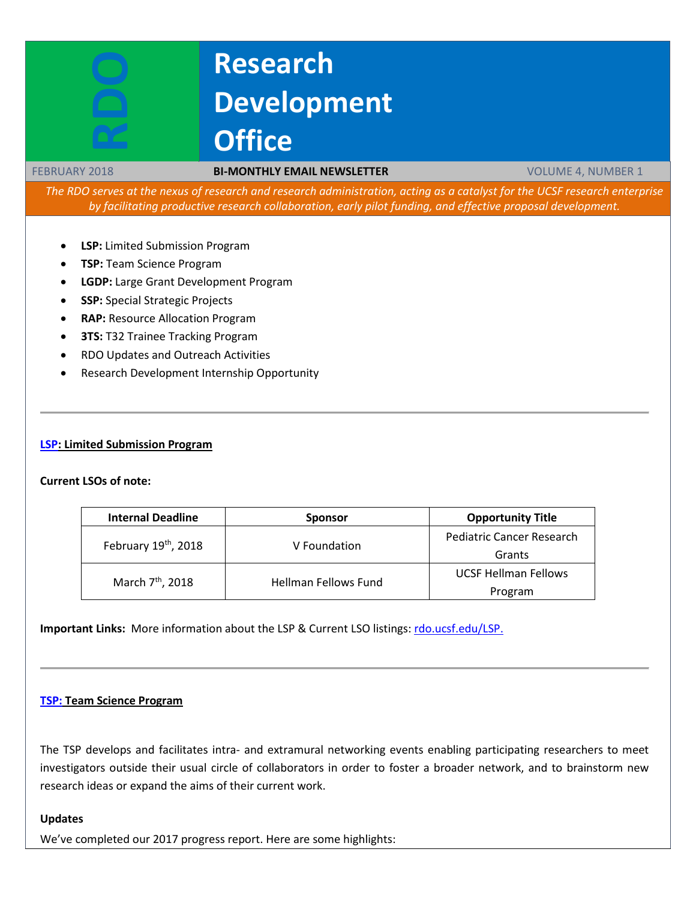# Research Development Office

RDO

FEBRUARY 2018 | **BI-MONTHLY EMAIL NEWSLETTER** | VOLUME 4, NUMBER 1

*The RDO serves at the nexus of research and research administration, acting as a catalyst for the UCSF research enterprise by facilitating productive research collaboration, early pilot funding, and effective proposal development.*

- **LSP:** Limited Submission Program
- **TSP:** Team Science Program
- **LGDP:** Large Grant Development Program
- **SSP:** Special Strategic Projects
- **RAP:** Resource Allocation Program
- **3TS:** T32 Trainee Tracking Program
- RDO Updates and Outreach Activities
- Research Development Internship Opportunity

---

## LSP: Limited Submission Program

**Current LSOs of note:**

| Internal Deadline | Sponsor | Opportunity Title |
|---|---|---|
| February 19th, 2018 | V Foundation | Pediatric Cancer Research Grants |
| March 7th, 2018 | Hellman Fellows Fund | UCSF Hellman Fellows Program |

**Important Links:** More information about the LSP & Current LSO listings: rdo.ucsf.edu/LSP.

---

## TSP: Team Science Program

The TSP develops and facilitates intra- and extramural networking events enabling participating researchers to meet investigators outside their usual circle of collaborators in order to foster a broader network, and to brainstorm new research ideas or expand the aims of their current work.

**Updates**

We've completed our 2017 progress report. Here are some highlights: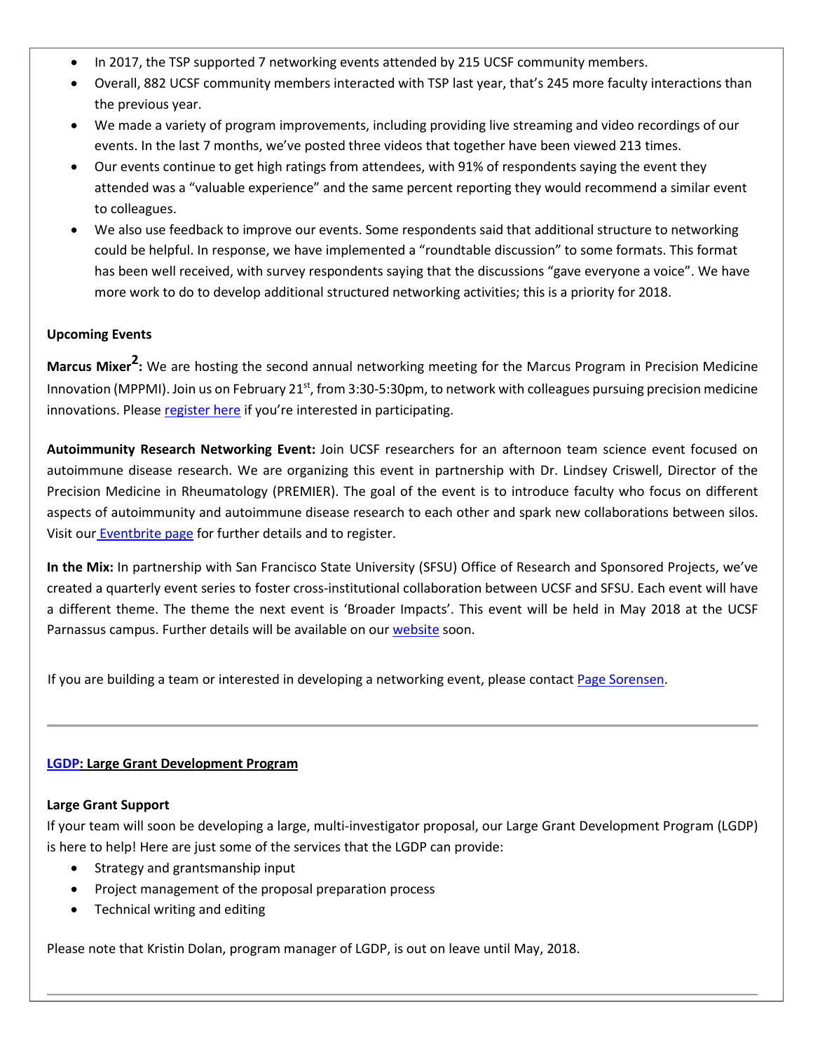- In 2017, the TSP supported 7 networking events attended by 215 UCSF community members.
- Overall, 882 UCSF community members interacted with TSP last year, that's 245 more faculty interactions than the previous year.
- We made a variety of program improvements, including providing live streaming and video recordings of our events. In the last 7 months, we've posted three videos that together have been viewed 213 times.
- Our events continue to get high ratings from attendees, with 91% of respondents saying the event they attended was a "valuable experience" and the same percent reporting they would recommend a similar event to colleagues.
- We also use feedback to improve our events. Some respondents said that additional structure to networking could be helpful. In response, we have implemented a "roundtable discussion" to some formats. This format has been well received, with survey respondents saying that the discussions "gave everyone a voice". We have more work to do to develop additional structured networking activities; this is a priority for 2018.

**Upcoming Events**

**Marcus Mixer$^2$:** We are hosting the second annual networking meeting for the Marcus Program in Precision Medicine Innovation (MPPMI). Join us on February 21st, from 3:30-5:30pm, to network with colleagues pursuing precision medicine innovations. Please register here if you're interested in participating.

**Autoimmunity Research Networking Event:** Join UCSF researchers for an afternoon team science event focused on autoimmune disease research. We are organizing this event in partnership with Dr. Lindsey Criswell, Director of the Precision Medicine in Rheumatology (PREMIER). The goal of the event is to introduce faculty who focus on different aspects of autoimmunity and autoimmune disease research to each other and spark new collaborations between silos. Visit our Eventbrite page for further details and to register.

**In the Mix:** In partnership with San Francisco State University (SFSU) Office of Research and Sponsored Projects, we've created a quarterly event series to foster cross-institutional collaboration between UCSF and SFSU. Each event will have a different theme. The theme the next event is 'Broader Impacts'. This event will be held in May 2018 at the UCSF Parnassus campus. Further details will be available on our website soon.

If you are building a team or interested in developing a networking event, please contact Page Sorensen.

---

**LGDP: Large Grant Development Program**

**Large Grant Support**

If your team will soon be developing a large, multi-investigator proposal, our Large Grant Development Program (LGDP) is here to help! Here are just some of the services that the LGDP can provide:

- Strategy and grantsmanship input
- Project management of the proposal preparation process
- Technical writing and editing

Please note that Kristin Dolan, program manager of LGDP, is out on leave until May, 2018.

---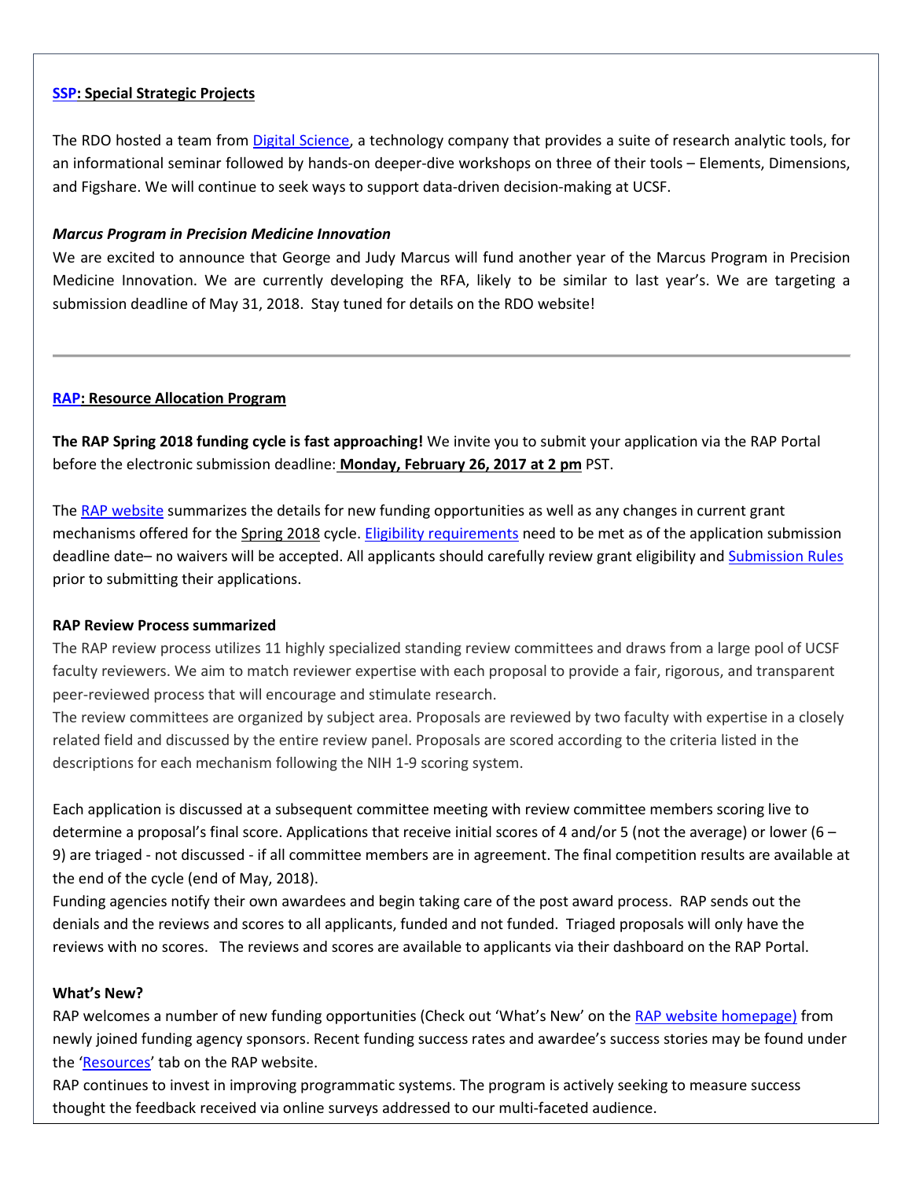**SSP: Special Strategic Projects**

The RDO hosted a team from Digital Science, a technology company that provides a suite of research analytic tools, for an informational seminar followed by hands-on deeper-dive workshops on three of their tools – Elements, Dimensions, and Figshare. We will continue to seek ways to support data-driven decision-making at UCSF.

***Marcus Program in Precision Medicine Innovation***

We are excited to announce that George and Judy Marcus will fund another year of the Marcus Program in Precision Medicine Innovation. We are currently developing the RFA, likely to be similar to last year's. We are targeting a submission deadline of May 31, 2018. Stay tuned for details on the RDO website!

---

**RAP: Resource Allocation Program**

**The RAP Spring 2018 funding cycle is fast approaching!** We invite you to submit your application via the RAP Portal before the electronic submission deadline: **Monday, February 26, 2017 at 2 pm** PST.

The RAP website summarizes the details for new funding opportunities as well as any changes in current grant mechanisms offered for the Spring 2018 cycle. Eligibility requirements need to be met as of the application submission deadline date– no waivers will be accepted. All applicants should carefully review grant eligibility and Submission Rules prior to submitting their applications.

**RAP Review Process summarized**

The RAP review process utilizes 11 highly specialized standing review committees and draws from a large pool of UCSF faculty reviewers. We aim to match reviewer expertise with each proposal to provide a fair, rigorous, and transparent peer-reviewed process that will encourage and stimulate research.

The review committees are organized by subject area. Proposals are reviewed by two faculty with expertise in a closely related field and discussed by the entire review panel. Proposals are scored according to the criteria listed in the descriptions for each mechanism following the NIH 1-9 scoring system.

Each application is discussed at a subsequent committee meeting with review committee members scoring live to determine a proposal's final score. Applications that receive initial scores of 4 and/or 5 (not the average) or lower (6 – 9) are triaged - not discussed - if all committee members are in agreement. The final competition results are available at the end of the cycle (end of May, 2018).

Funding agencies notify their own awardees and begin taking care of the post award process. RAP sends out the denials and the reviews and scores to all applicants, funded and not funded. Triaged proposals will only have the reviews with no scores. The reviews and scores are available to applicants via their dashboard on the RAP Portal.

**What's New?**

RAP welcomes a number of new funding opportunities (Check out 'What's New' on the RAP website homepage) from newly joined funding agency sponsors. Recent funding success rates and awardee's success stories may be found under the 'Resources' tab on the RAP website.

RAP continues to invest in improving programmatic systems. The program is actively seeking to measure success thought the feedback received via online surveys addressed to our multi-faceted audience.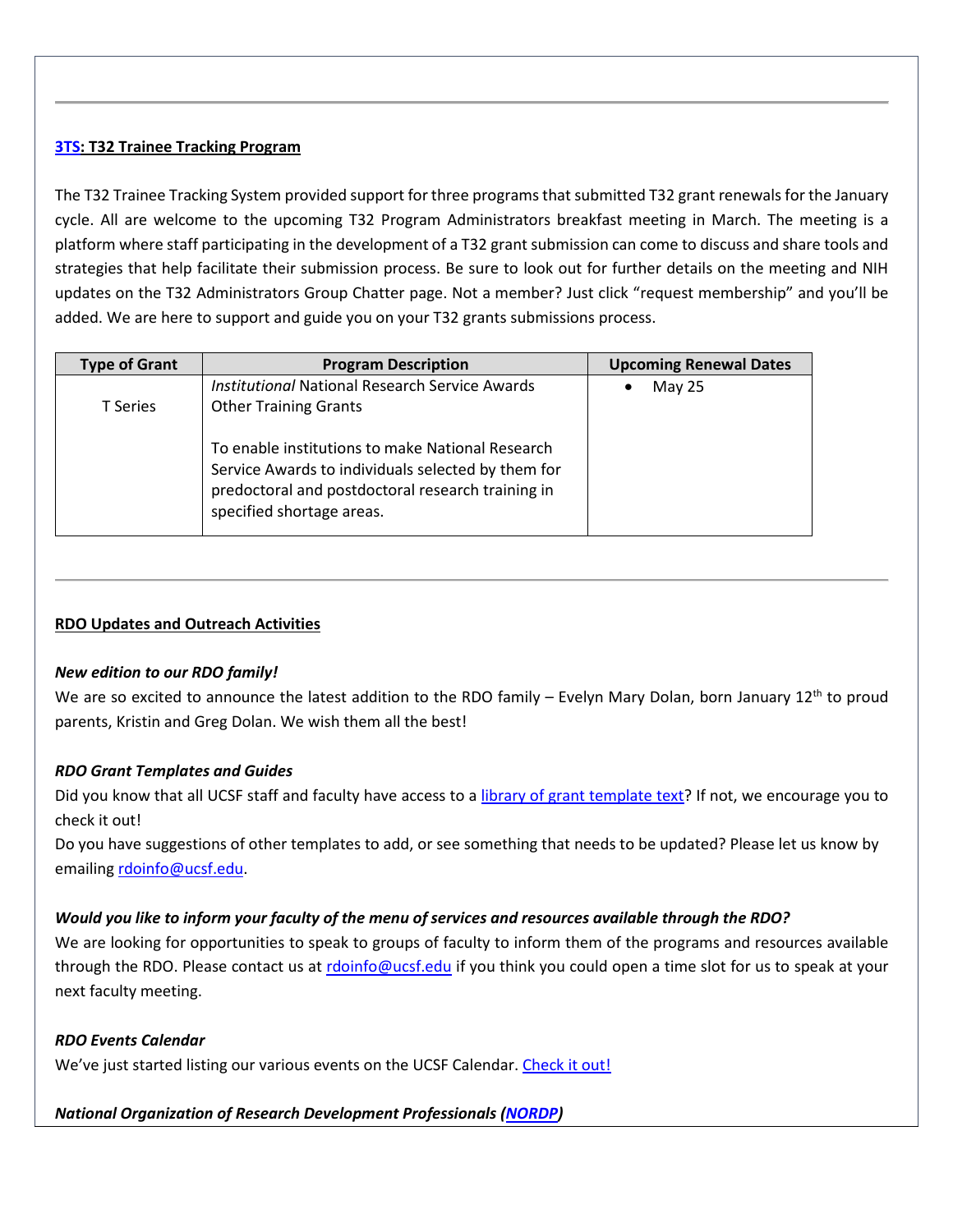---

**3TS: T32 Trainee Tracking Program**

The T32 Trainee Tracking System provided support for three programs that submitted T32 grant renewals for the January cycle. All are welcome to the upcoming T32 Program Administrators breakfast meeting in March. The meeting is a platform where staff participating in the development of a T32 grant submission can come to discuss and share tools and strategies that help facilitate their submission process. Be sure to look out for further details on the meeting and NIH updates on the T32 Administrators Group Chatter page. Not a member? Just click "request membership" and you'll be added. We are here to support and guide you on your T32 grants submissions process.

| Type of Grant | Program Description | Upcoming Renewal Dates |
|---|---|---|
| T Series | *Institutional* National Research Service Awards Other Training Grants<br><br>To enable institutions to make National Research Service Awards to individuals selected by them for predoctoral and postdoctoral research training in specified shortage areas. | • May 25 |

---

**RDO Updates and Outreach Activities**

***New edition to our RDO family!***

We are so excited to announce the latest addition to the RDO family – Evelyn Mary Dolan, born January 12th to proud parents, Kristin and Greg Dolan. We wish them all the best!

***RDO Grant Templates and Guides***

Did you know that all UCSF staff and faculty have access to a library of grant template text? If not, we encourage you to check it out!

Do you have suggestions of other templates to add, or see something that needs to be updated? Please let us know by emailing rdoinfo@ucsf.edu.

***Would you like to inform your faculty of the menu of services and resources available through the RDO?***

We are looking for opportunities to speak to groups of faculty to inform them of the programs and resources available through the RDO. Please contact us at rdoinfo@ucsf.edu if you think you could open a time slot for us to speak at your next faculty meeting.

***RDO Events Calendar***

We've just started listing our various events on the UCSF Calendar. Check it out!

***National Organization of Research Development Professionals (NORDP)***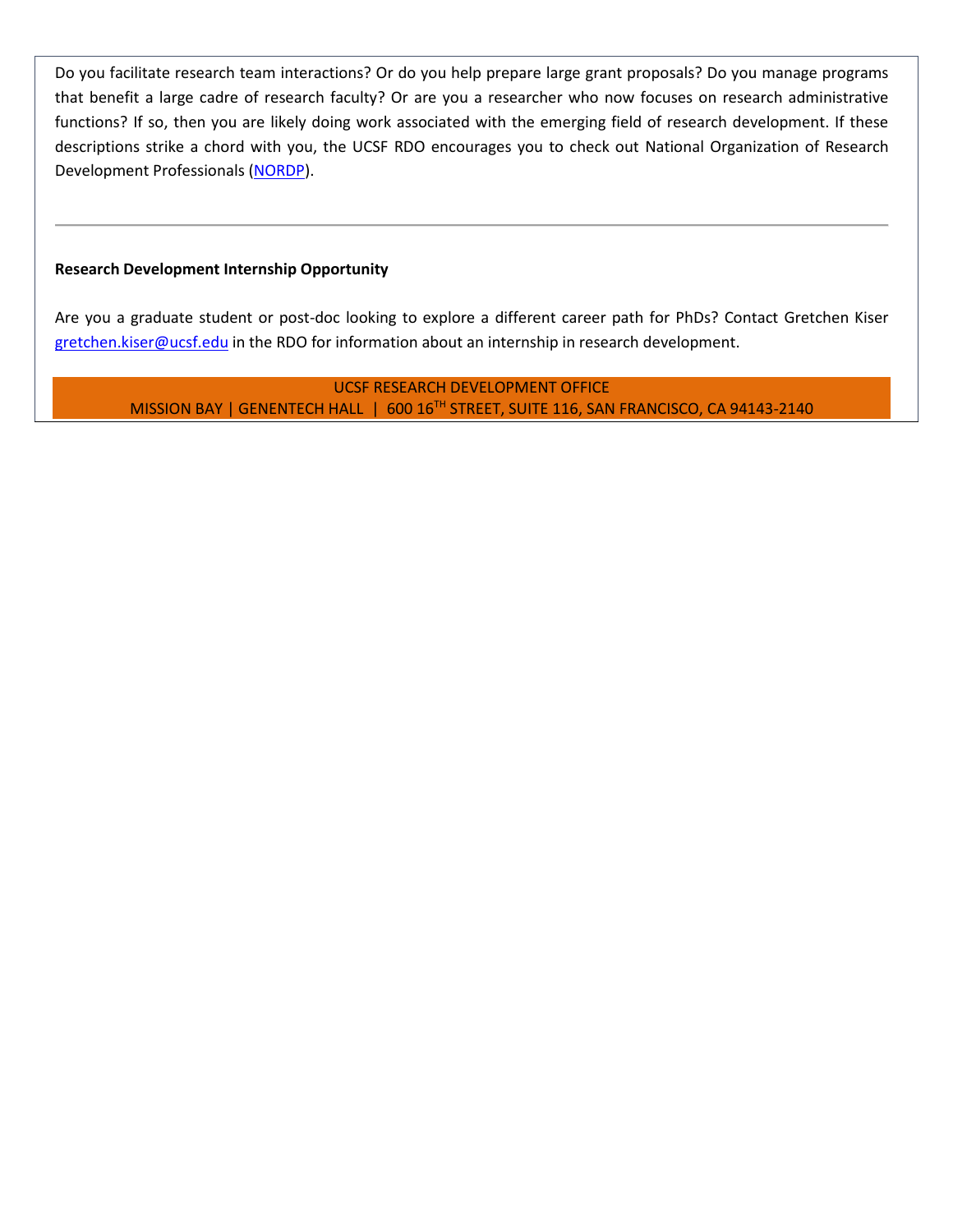Do you facilitate research team interactions? Or do you help prepare large grant proposals? Do you manage programs that benefit a large cadre of research faculty? Or are you a researcher who now focuses on research administrative functions? If so, then you are likely doing work associated with the emerging field of research development. If these descriptions strike a chord with you, the UCSF RDO encourages you to check out National Organization of Research Development Professionals (NORDP).

---

**Research Development Internship Opportunity**

Are you a graduate student or post-doc looking to explore a different career path for PhDs? Contact Gretchen Kiser gretchen.kiser@ucsf.edu in the RDO for information about an internship in research development.

UCSF RESEARCH DEVELOPMENT OFFICE
MISSION BAY | GENENTECH HALL | 600 16TH STREET, SUITE 116, SAN FRANCISCO, CA 94143-2140